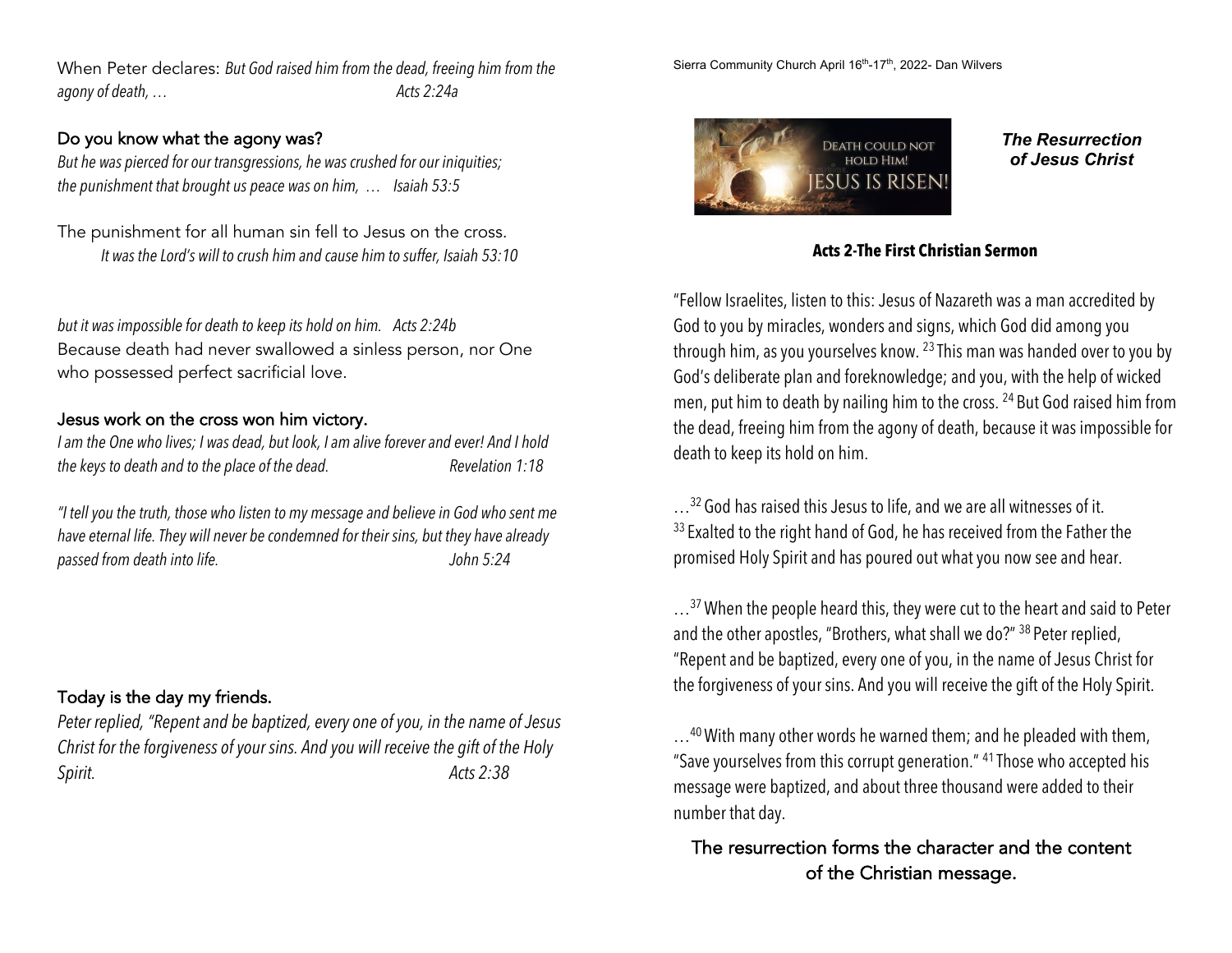Sierra Community Church April 16th-17th, 2022- Dan Wilvers

***The Resurrection of Jesus Christ***

**Acts 2-The First Christian Sermon**

"Fellow Israelites, listen to this: Jesus of Nazareth was a man accredited by God to you by miracles, wonders and signs, which God did among you through him, as you yourselves know. [23] This man was handed over to you by God's deliberate plan and foreknowledge; and you, with the help of wicked men, put him to death by nailing him to the cross. [24] But God raised him from the dead, freeing him from the agony of death, because it was impossible for death to keep its hold on him.

…[32] God has raised this Jesus to life, and we are all witnesses of it. [33] Exalted to the right hand of God, he has received from the Father the promised Holy Spirit and has poured out what you now see and hear.

…[37] When the people heard this, they were cut to the heart and said to Peter and the other apostles, "Brothers, what shall we do?" [38] Peter replied, "Repent and be baptized, every one of you, in the name of Jesus Christ for the forgiveness of your sins. And you will receive the gift of the Holy Spirit.

…[40] With many other words he warned them; and he pleaded with them, "Save yourselves from this corrupt generation." [41] Those who accepted his message were baptized, and about three thousand were added to their number that day.

The resurrection forms the character and the content of the Christian message.

When Peter declares: *But God raised him from the dead, freeing him from the agony of death, … Acts 2:24a*

### Do you know what the agony was?

*But he was pierced for our transgressions, he was crushed for our iniquities; the punishment that brought us peace was on him, … Isaiah 53:5*

The punishment for all human sin fell to Jesus on the cross.

*It was the Lord's will to crush him and cause him to suffer, Isaiah 53:10*

*but it was impossible for death to keep its hold on him. Acts 2:24b*

Because death had never swallowed a sinless person, nor One who possessed perfect sacrificial love.

### Jesus work on the cross won him victory.

*I am the One who lives; I was dead, but look, I am alive forever and ever! And I hold the keys to death and to the place of the dead. Revelation 1:18*

*"I tell you the truth, those who listen to my message and believe in God who sent me have eternal life. They will never be condemned for their sins, but they have already passed from death into life. John 5:24*

### Today is the day my friends.

*Peter replied, "Repent and be baptized, every one of you, in the name of Jesus Christ for the forgiveness of your sins. And you will receive the gift of the Holy Spirit. Acts 2:38*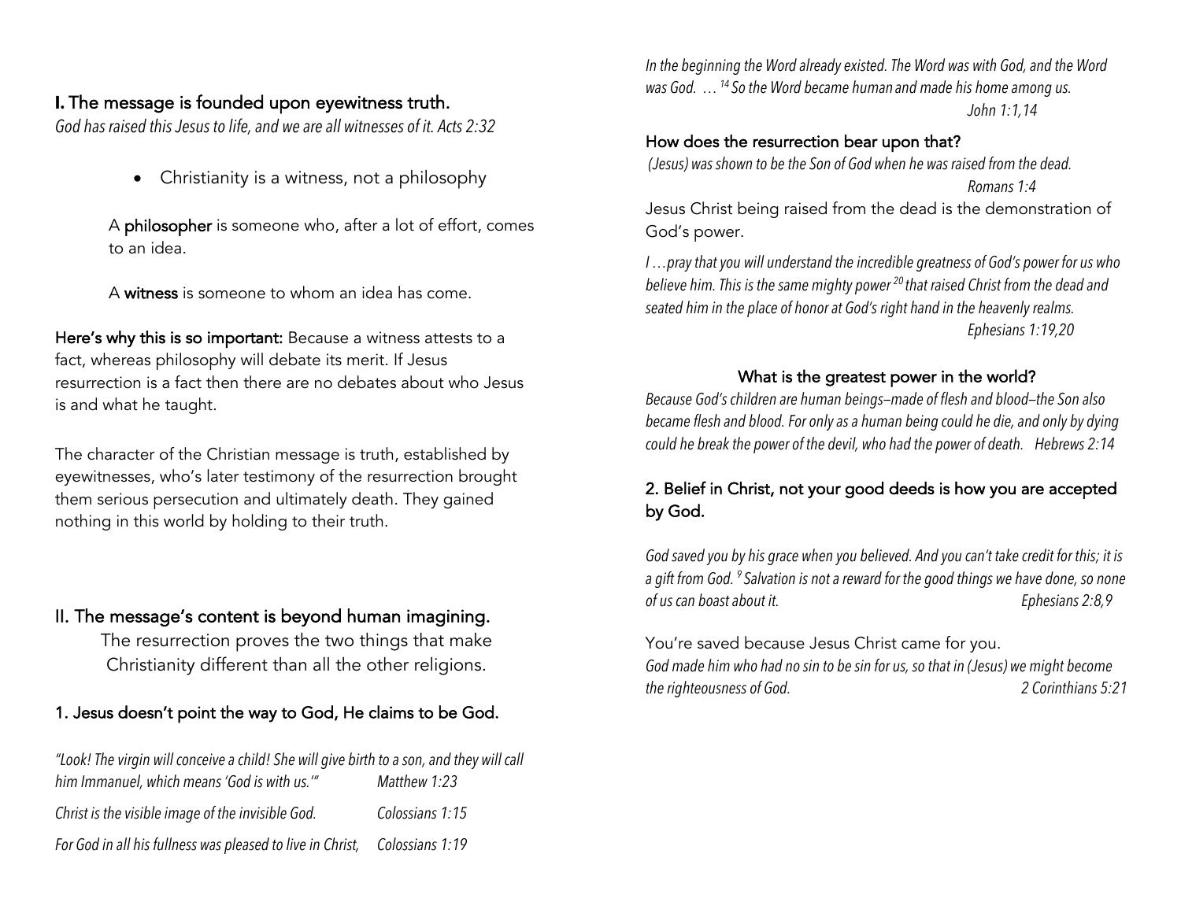## I. The message is founded upon eyewitness truth.

*God has raised this Jesus to life, and we are all witnesses of it. Acts 2:32*

- Christianity is a witness, not a philosophy

A **philosopher** is someone who, after a lot of effort, comes to an idea.

A **witness** is someone to whom an idea has come.

**Here's why this is so important:** Because a witness attests to a fact, whereas philosophy will debate its merit. If Jesus resurrection is a fact then there are no debates about who Jesus is and what he taught.

The character of the Christian message is truth, established by eyewitnesses, who's later testimony of the resurrection brought them serious persecution and ultimately death. They gained nothing in this world by holding to their truth.

## II. The message's content is beyond human imagining.

The resurrection proves the two things that make Christianity different than all the other religions.

### 1. Jesus doesn't point the way to God, He claims to be God.

*"Look! The virgin will conceive a child! She will give birth to a son, and they will call him Immanuel, which means 'God is with us.'"* *Matthew 1:23*

*Christ is the visible image of the invisible God.* *Colossians 1:15*

*For God in all his fullness was pleased to live in Christ,* *Colossians 1:19*

*In the beginning the Word already existed. The Word was with God, and the Word was God. …[14] So the Word became human and made his home among us.*
*John 1:1,14*

### How does the resurrection bear upon that?

*(Jesus) was shown to be the Son of God when he was raised from the dead.*
*Romans 1:4*

Jesus Christ being raised from the dead is the demonstration of God's power.

*I …pray that you will understand the incredible greatness of God's power for us who believe him. This is the same mighty power [20] that raised Christ from the dead and seated him in the place of honor at God's right hand in the heavenly realms.*
*Ephesians 1:19,20*

### What is the greatest power in the world?

*Because God's children are human beings—made of flesh and blood—the Son also became flesh and blood. For only as a human being could he die, and only by dying could he break the power of the devil, who had the power of death. Hebrews 2:14*

### 2. Belief in Christ, not your good deeds is how you are accepted by God.

*God saved you by his grace when you believed. And you can't take credit for this; it is a gift from God. [9] Salvation is not a reward for the good things we have done, so none of us can boast about it.* *Ephesians 2:8,9*

You're saved because Jesus Christ came for you.

*God made him who had no sin to be sin for us, so that in (Jesus) we might become the righteousness of God.* *2 Corinthians 5:21*